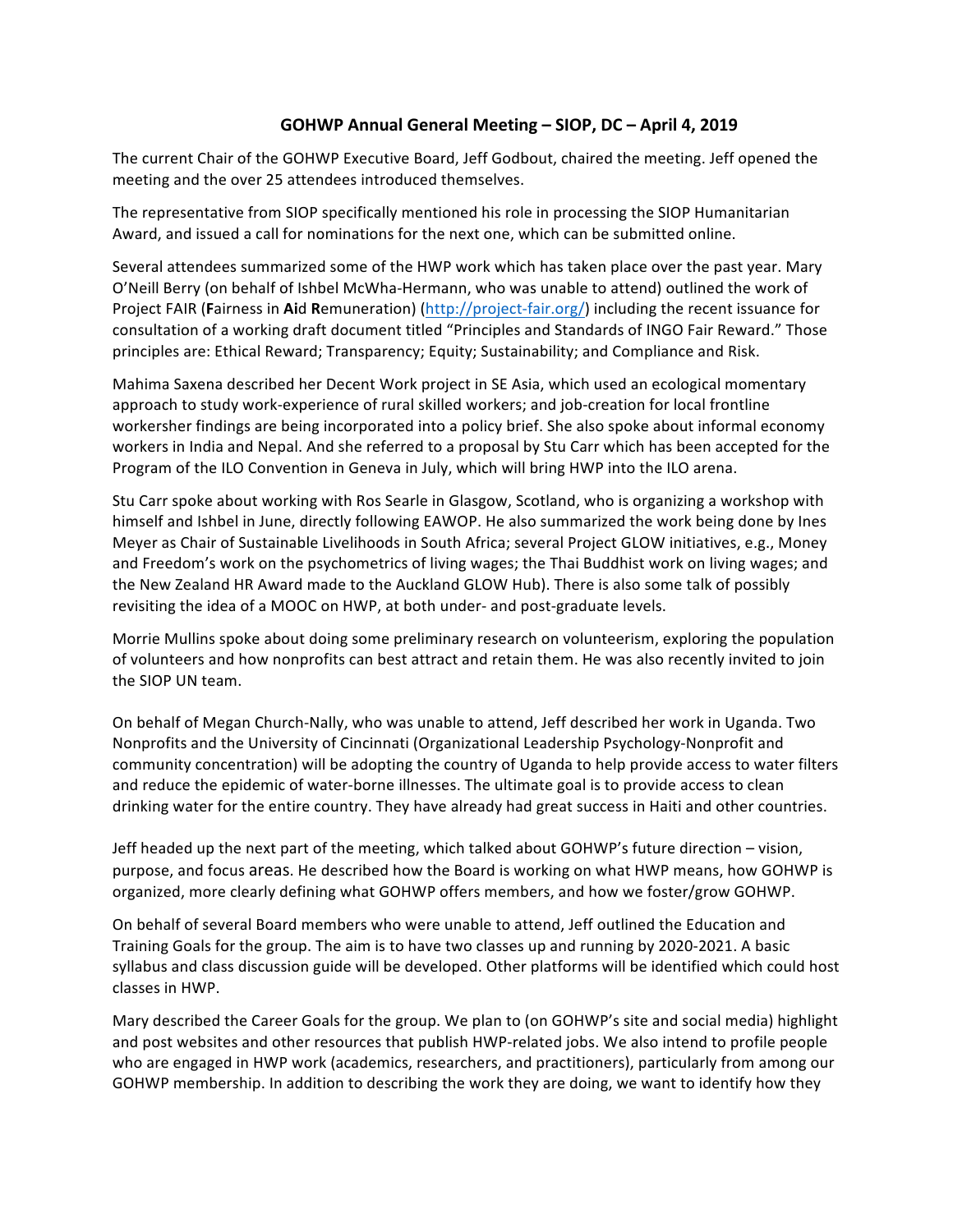# GOHWP Annual General Meeting – SIOP, DC – April 4, 2019

The current Chair of the GOHWP Executive Board, Jeff Godbout, chaired the meeting. Jeff opened the meeting and the over 25 attendees introduced themselves.

The representative from SIOP specifically mentioned his role in processing the SIOP Humanitarian Award, and issued a call for nominations for the next one, which can be submitted online.

Several attendees summarized some of the HWP work which has taken place over the past year. Mary O'Neill Berry (on behalf of Ishbel McWha-Hermann, who was unable to attend) outlined the work of Project FAIR (**F**airness in **Ai**d **R**emuneration) (http://project-fair.org/) including the recent issuance for consultation of a working draft document titled "Principles and Standards of INGO Fair Reward." Those principles are: Ethical Reward; Transparency; Equity; Sustainability; and Compliance and Risk.

Mahima Saxena described her Decent Work project in SE Asia, which used an ecological momentary approach to study work-experience of rural skilled workers; and job-creation for local frontline workersher findings are being incorporated into a policy brief. She also spoke about informal economy workers in India and Nepal. And she referred to a proposal by Stu Carr which has been accepted for the Program of the ILO Convention in Geneva in July, which will bring HWP into the ILO arena.

Stu Carr spoke about working with Ros Searle in Glasgow, Scotland, who is organizing a workshop with himself and Ishbel in June, directly following EAWOP. He also summarized the work being done by Ines Meyer as Chair of Sustainable Livelihoods in South Africa; several Project GLOW initiatives, e.g., Money and Freedom's work on the psychometrics of living wages; the Thai Buddhist work on living wages; and the New Zealand HR Award made to the Auckland GLOW Hub). There is also some talk of possibly revisiting the idea of a MOOC on HWP, at both under- and post-graduate levels.

Morrie Mullins spoke about doing some preliminary research on volunteerism, exploring the population of volunteers and how nonprofits can best attract and retain them. He was also recently invited to join the SIOP UN team.

On behalf of Megan Church-Nally, who was unable to attend, Jeff described her work in Uganda. Two Nonprofits and the University of Cincinnati (Organizational Leadership Psychology-Nonprofit and community concentration) will be adopting the country of Uganda to help provide access to water filters and reduce the epidemic of water-borne illnesses. The ultimate goal is to provide access to clean drinking water for the entire country. They have already had great success in Haiti and other countries.

Jeff headed up the next part of the meeting, which talked about GOHWP's future direction – vision, purpose, and focus areas. He described how the Board is working on what HWP means, how GOHWP is organized, more clearly defining what GOHWP offers members, and how we foster/grow GOHWP.

On behalf of several Board members who were unable to attend, Jeff outlined the Education and Training Goals for the group. The aim is to have two classes up and running by 2020-2021. A basic syllabus and class discussion guide will be developed. Other platforms will be identified which could host classes in HWP.

Mary described the Career Goals for the group. We plan to (on GOHWP's site and social media) highlight and post websites and other resources that publish HWP-related jobs. We also intend to profile people who are engaged in HWP work (academics, researchers, and practitioners), particularly from among our GOHWP membership. In addition to describing the work they are doing, we want to identify how they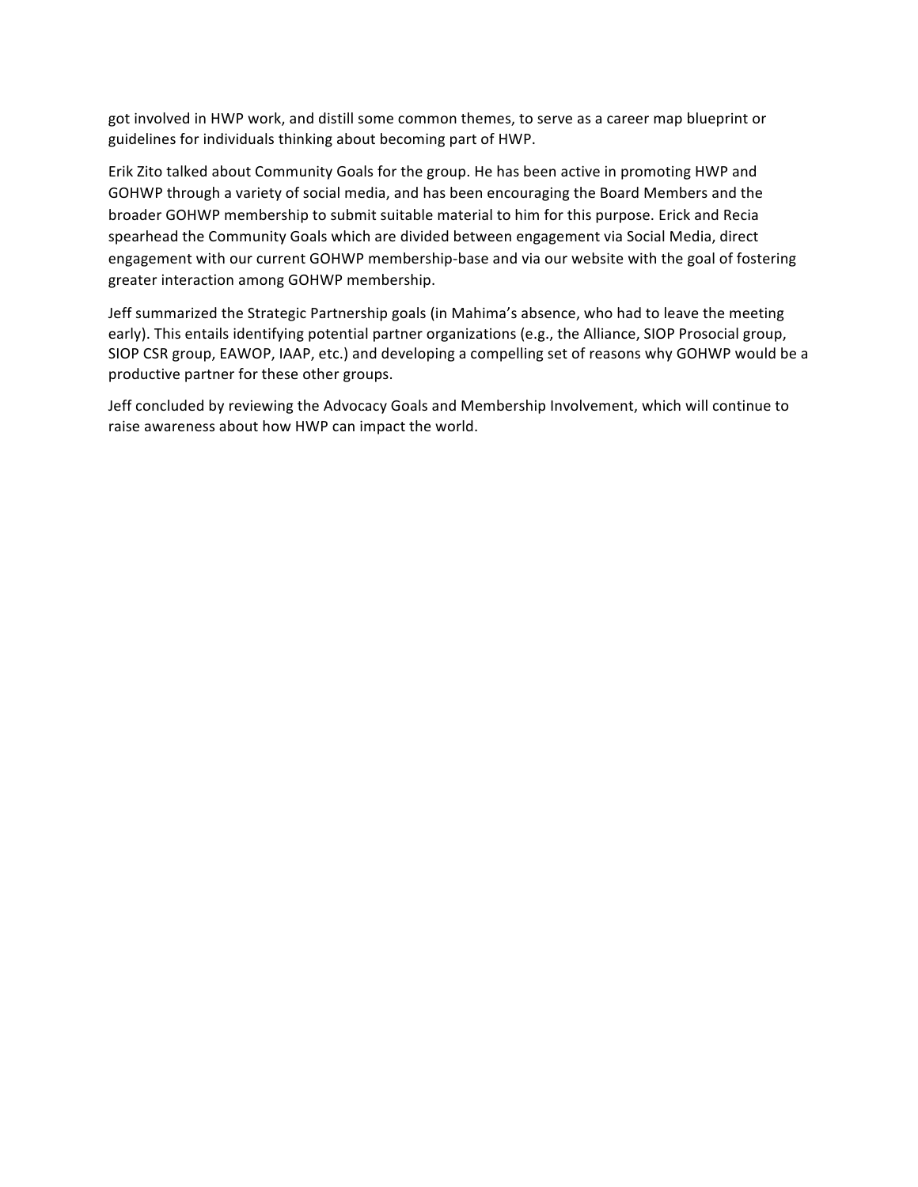got involved in HWP work, and distill some common themes, to serve as a career map blueprint or guidelines for individuals thinking about becoming part of HWP.

Erik Zito talked about Community Goals for the group. He has been active in promoting HWP and GOHWP through a variety of social media, and has been encouraging the Board Members and the broader GOHWP membership to submit suitable material to him for this purpose. Erick and Recia spearhead the Community Goals which are divided between engagement via Social Media, direct engagement with our current GOHWP membership-base and via our website with the goal of fostering greater interaction among GOHWP membership.

Jeff summarized the Strategic Partnership goals (in Mahima's absence, who had to leave the meeting early). This entails identifying potential partner organizations (e.g., the Alliance, SIOP Prosocial group, SIOP CSR group, EAWOP, IAAP, etc.) and developing a compelling set of reasons why GOHWP would be a productive partner for these other groups.

Jeff concluded by reviewing the Advocacy Goals and Membership Involvement, which will continue to raise awareness about how HWP can impact the world.